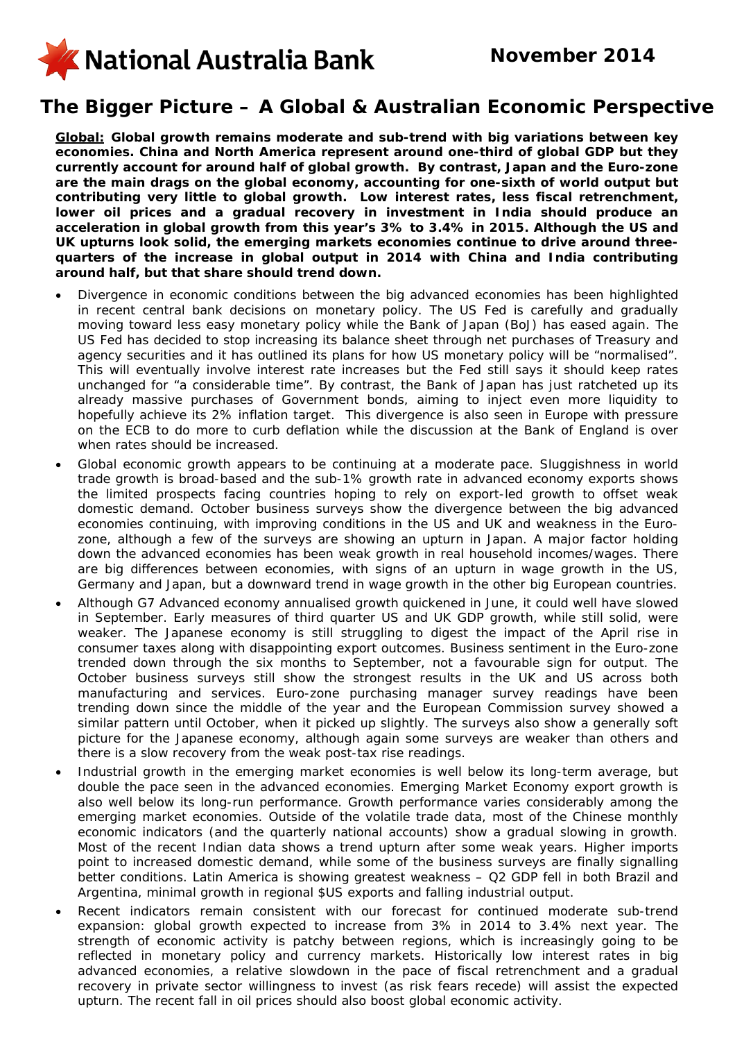National Australia Bank

November 2014

# The Bigger Picture – A Global & Australian Economic Perspective

**Global:** **Global growth remains moderate and sub-trend with big variations between key economies. China and North America represent around one-third of global GDP but they currently account for around half of global growth. By contrast, Japan and the Euro-zone are the main drags on the global economy, accounting for one-sixth of world output but contributing very little to global growth. Low interest rates, less fiscal retrenchment, lower oil prices and a gradual recovery in investment in India should produce an acceleration in global growth from this year's 3% to 3.4% in 2015. Although the US and UK upturns look solid, the emerging markets economies continue to drive around three-quarters of the increase in global output in 2014 with China and India contributing around half, but that share should trend down.**

- Divergence in economic conditions between the big advanced economies has been highlighted in recent central bank decisions on monetary policy. The US Fed is carefully and gradually moving toward less easy monetary policy while the Bank of Japan (BoJ) has eased again. The US Fed has decided to stop increasing its balance sheet through net purchases of Treasury and agency securities and it has outlined its plans for how US monetary policy will be "normalised". This will eventually involve interest rate increases but the Fed still says it should keep rates unchanged for "a considerable time". By contrast, the Bank of Japan has just ratcheted up its already massive purchases of Government bonds, aiming to inject even more liquidity to hopefully achieve its 2% inflation target. This divergence is also seen in Europe with pressure on the ECB to do more to curb deflation while the discussion at the Bank of England is over when rates should be increased.
- Global economic growth appears to be continuing at a moderate pace. Sluggishness in world trade growth is broad-based and the sub-1% growth rate in advanced economy exports shows the limited prospects facing countries hoping to rely on export-led growth to offset weak domestic demand. October business surveys show the divergence between the big advanced economies continuing, with improving conditions in the US and UK and weakness in the Euro-zone, although a few of the surveys are showing an upturn in Japan. A major factor holding down the advanced economies has been weak growth in real household incomes/wages. There are big differences between economies, with signs of an upturn in wage growth in the US, Germany and Japan, but a downward trend in wage growth in the other big European countries.
- Although G7 Advanced economy annualised growth quickened in June, it could well have slowed in September. Early measures of third quarter US and UK GDP growth, while still solid, were weaker. The Japanese economy is still struggling to digest the impact of the April rise in consumer taxes along with disappointing export outcomes. Business sentiment in the Euro-zone trended down through the six months to September, not a favourable sign for output. The October business surveys still show the strongest results in the UK and US across both manufacturing and services. Euro-zone purchasing manager survey readings have been trending down since the middle of the year and the European Commission survey showed a similar pattern until October, when it picked up slightly. The surveys also show a generally soft picture for the Japanese economy, although again some surveys are weaker than others and there is a slow recovery from the weak post-tax rise readings.
- Industrial growth in the emerging market economies is well below its long-term average, but double the pace seen in the advanced economies. Emerging Market Economy export growth is also well below its long-run performance. Growth performance varies considerably among the emerging market economies. Outside of the volatile trade data, most of the Chinese monthly economic indicators (and the quarterly national accounts) show a gradual slowing in growth. Most of the recent Indian data shows a trend upturn after some weak years. Higher imports point to increased domestic demand, while some of the business surveys are finally signalling better conditions. Latin America is showing greatest weakness – Q2 GDP fell in both Brazil and Argentina, minimal growth in regional $US exports and falling industrial output.
- Recent indicators remain consistent with our forecast for continued moderate sub-trend expansion: global growth expected to increase from 3% in 2014 to 3.4% next year. The strength of economic activity is patchy between regions, which is increasingly going to be reflected in monetary policy and currency markets. Historically low interest rates in big advanced economies, a relative slowdown in the pace of fiscal retrenchment and a gradual recovery in private sector willingness to invest (as risk fears recede) will assist the expected upturn. The recent fall in oil prices should also boost global economic activity.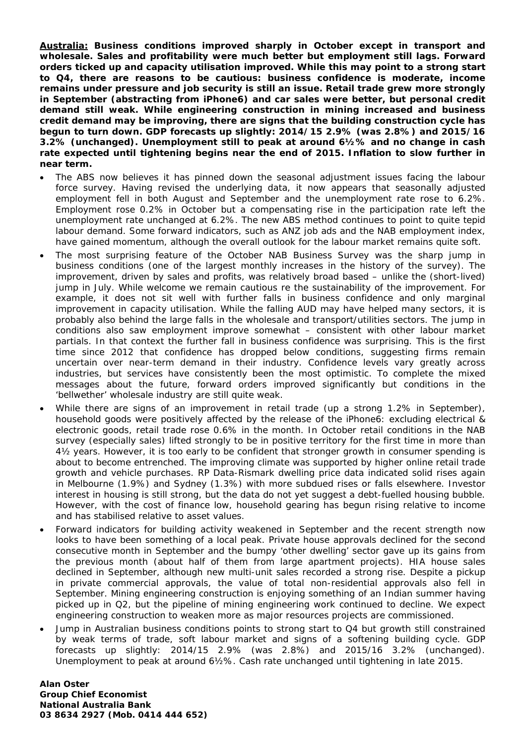**Australia: Business conditions improved sharply in October except in transport and wholesale. Sales and profitability were much better but employment still lags. Forward orders ticked up and capacity utilisation improved. While this may point to a strong start to Q4, there are reasons to be cautious: business confidence is moderate, income remains under pressure and job security is still an issue. Retail trade grew more strongly in September (abstracting from iPhone6) and car sales were better, but personal credit demand still weak. While engineering construction in mining increased and business credit demand may be improving, there are signs that the building construction cycle has begun to turn down. GDP forecasts up slightly: 2014/15 2.9% (was 2.8%) and 2015/16 3.2% (unchanged). Unemployment still to peak at around 6½% and no change in cash rate expected until tightening begins near the end of 2015. Inflation to slow further in near term.**

- The ABS now believes it has pinned down the seasonal adjustment issues facing the labour force survey. Having revised the underlying data, it now appears that seasonally adjusted employment fell in both August and September and the unemployment rate rose to 6.2%. Employment rose 0.2% in October but a compensating rise in the participation rate left the unemployment rate unchanged at 6.2%. The new ABS method continues to point to quite tepid labour demand. Some forward indicators, such as ANZ job ads and the NAB employment index, have gained momentum, although the overall outlook for the labour market remains quite soft.
- The most surprising feature of the October NAB Business Survey was the sharp jump in business conditions (one of the largest monthly increases in the history of the survey). The improvement, driven by sales and profits, was relatively broad based – unlike the (short-lived) jump in July. While welcome we remain cautious re the sustainability of the improvement. For example, it does not sit well with further falls in business confidence and only marginal improvement in capacity utilisation. While the falling AUD may have helped many sectors, it is probably also behind the large falls in the wholesale and transport/utilities sectors. The jump in conditions also saw employment improve somewhat – consistent with other labour market partials. In that context the further fall in business confidence was surprising. This is the first time since 2012 that confidence has dropped below conditions, suggesting firms remain uncertain over near-term demand in their industry. Confidence levels vary greatly across industries, but services have consistently been the most optimistic. To complete the mixed messages about the future, forward orders improved significantly but conditions in the 'bellwether' wholesale industry are still quite weak.
- While there are signs of an improvement in retail trade (up a strong 1.2% in September), household goods were positively affected by the release of the iPhone6: excluding electrical & electronic goods, retail trade rose 0.6% in the month. In October retail conditions in the NAB survey (especially sales) lifted strongly to be in positive territory for the first time in more than 4½ years. However, it is too early to be confident that stronger growth in consumer spending is about to become entrenched. The improving climate was supported by higher online retail trade growth and vehicle purchases. RP Data-Rismark dwelling price data indicated solid rises again in Melbourne (1.9%) and Sydney (1.3%) with more subdued rises or falls elsewhere. Investor interest in housing is still strong, but the data do not yet suggest a debt-fuelled housing bubble. However, with the cost of finance low, household gearing has begun rising relative to income and has stabilised relative to asset values.
- Forward indicators for building activity weakened in September and the recent strength now looks to have been something of a local peak. Private house approvals declined for the second consecutive month in September and the bumpy 'other dwelling' sector gave up its gains from the previous month (about half of them from large apartment projects). HIA house sales declined in September, although new multi-unit sales recorded a strong rise. Despite a pickup in private commercial approvals, the value of total non-residential approvals also fell in September. Mining engineering construction is enjoying something of an Indian summer having picked up in Q2, but the pipeline of mining engineering work continued to decline. We expect engineering construction to weaken more as major resources projects are commissioned.
- Jump in Australian business conditions points to strong start to Q4 but growth still constrained by weak terms of trade, soft labour market and signs of a softening building cycle. GDP forecasts up slightly: 2014/15 2.9% (was 2.8%) and 2015/16 3.2% (unchanged). Unemployment to peak at around 6½%. Cash rate unchanged until tightening in late 2015.

**Alan Oster**
**Group Chief Economist**
**National Australia Bank**
**03 8634 2927 (Mob. 0414 444 652)**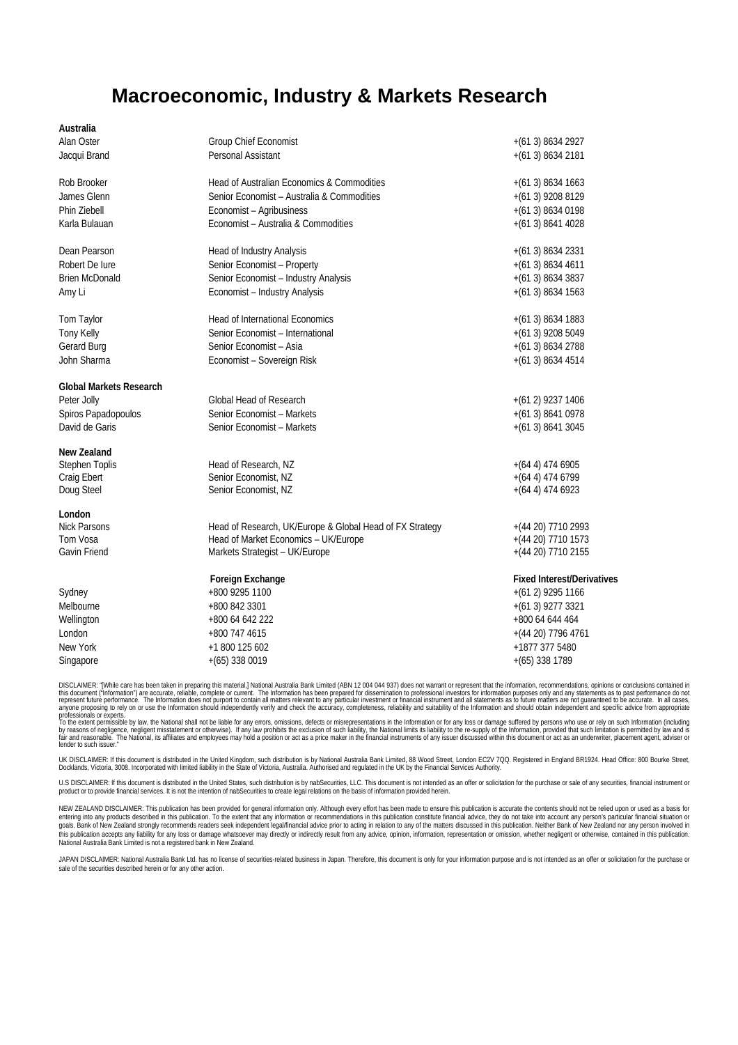# Macroeconomic, Industry & Markets Research

| | | |
|---|---|---|
| **Australia** | | |
| Alan Oster | Group Chief Economist | +(61 3) 8634 2927 |
| Jacqui Brand | Personal Assistant | +(61 3) 8634 2181 |
| | | |
| Rob Brooker | Head of Australian Economics & Commodities | +(61 3) 8634 1663 |
| James Glenn | Senior Economist – Australia & Commodities | +(61 3) 9208 8129 |
| Phin Ziebell | Economist – Agribusiness | +(61 3) 8634 0198 |
| Karla Bulauan | Economist – Australia & Commodities | +(61 3) 8641 4028 |
| | | |
| Dean Pearson | Head of Industry Analysis | +(61 3) 8634 2331 |
| Robert De Iure | Senior Economist – Property | +(61 3) 8634 4611 |
| Brien McDonald | Senior Economist – Industry Analysis | +(61 3) 8634 3837 |
| Amy Li | Economist – Industry Analysis | +(61 3) 8634 1563 |
| | | |
| Tom Taylor | Head of International Economics | +(61 3) 8634 1883 |
| Tony Kelly | Senior Economist – International | +(61 3) 9208 5049 |
| Gerard Burg | Senior Economist – Asia | +(61 3) 8634 2788 |
| John Sharma | Economist – Sovereign Risk | +(61 3) 8634 4514 |
| | | |
| **Global Markets Research** | | |
| Peter Jolly | Global Head of Research | +(61 2) 9237 1406 |
| Spiros Papadopoulos | Senior Economist – Markets | +(61 3) 8641 0978 |
| David de Garis | Senior Economist – Markets | +(61 3) 8641 3045 |
| | | |
| **New Zealand** | | |
| Stephen Toplis | Head of Research, NZ | +(64 4) 474 6905 |
| Craig Ebert | Senior Economist, NZ | +(64 4) 474 6799 |
| Doug Steel | Senior Economist, NZ | +(64 4) 474 6923 |
| | | |
| **London** | | |
| Nick Parsons | Head of Research, UK/Europe & Global Head of FX Strategy | +(44 20) 7710 2993 |
| Tom Vosa | Head of Market Economics – UK/Europe | +(44 20) 7710 1573 |
| Gavin Friend | Markets Strategist – UK/Europe | +(44 20) 7710 2155 |

| | Foreign Exchange | Fixed Interest/Derivatives |
|---|---|---|
| Sydney | +800 9295 1100 | +(61 2) 9295 1166 |
| Melbourne | +800 842 3301 | +(61 3) 9277 3321 |
| Wellington | +800 64 642 222 | +800 64 644 464 |
| London | +800 747 4615 | +(44 20) 7796 4761 |
| New York | +1 800 125 602 | +1877 377 5480 |
| Singapore | +(65) 338 0019 | +(65) 338 1789 |

DISCLAIMER: "[While care has been taken in preparing this material,] National Australia Bank Limited (ABN 12 004 044 937) does not warrant or represent that the information, recommendations, opinions or conclusions contained in this document ("Information") are accurate, reliable, complete or current. The Information has been prepared for dissemination to professional investors for information purposes only and any statements as to past performance do not represent future performance. The Information does not purport to contain all matters relevant to any particular investment or financial instrument and all statements as to future matters are not guaranteed to be accurate. In all cases, anyone proposing to rely on or use the Information should independently verify and check the accuracy, completeness, reliability and suitability of the Information and should obtain independent and specific advice from appropriate professionals or experts.
To the extent permissible by law, the National shall not be liable for any errors, omissions, defects or misrepresentations in the Information or for any loss or damage suffered by persons who use or rely on such Information (including by reasons of negligence, negligent misstatement or otherwise). If any law prohibits the exclusion of such liability, the National limits its liability to the re-supply of the Information, provided that such limitation is permitted by law and is fair and reasonable. The National, its affiliates and employees may hold a position or act as a price maker in the financial instruments of any issuer discussed within this document or act as an underwriter, placement agent, adviser or lender to such issuer."

UK DISCLAIMER: If this document is distributed in the United Kingdom, such distribution is by National Australia Bank Limited, 88 Wood Street, London EC2V 7QQ. Registered in England BR1924. Head Office: 800 Bourke Street, Docklands, Victoria, 3008. Incorporated with limited liability in the State of Victoria, Australia. Authorised and regulated in the UK by the Financial Services Authority.

U.S DISCLAIMER: If this document is distributed in the United States, such distribution is by nabSecurities, LLC. This document is not intended as an offer or solicitation for the purchase or sale of any securities, financial instrument or product or to provide financial services. It is not the intention of nabSecurities to create legal relations on the basis of information provided herein.

NEW ZEALAND DISCLAIMER: This publication has been provided for general information only. Although every effort has been made to ensure this publication is accurate the contents should not be relied upon or used as a basis for entering into any products described in this publication. To the extent that any information or recommendations in this publication constitute financial advice, they do not take into account any person's particular financial situation or goals. Bank of New Zealand strongly recommends readers seek independent legal/financial advice prior to acting in relation to any of the matters discussed in this publication. Neither Bank of New Zealand nor any person involved in this publication accepts any liability for any loss or damage whatsoever may directly or indirectly result from any advice, opinion, information, representation or omission, whether negligent or otherwise, contained in this publication. National Australia Bank Limited is not a registered bank in New Zealand.

JAPAN DISCLAIMER: National Australia Bank Ltd. has no license of securities-related business in Japan. Therefore, this document is only for your information purpose and is not intended as an offer or solicitation for the purchase or sale of the securities described herein or for any other action.